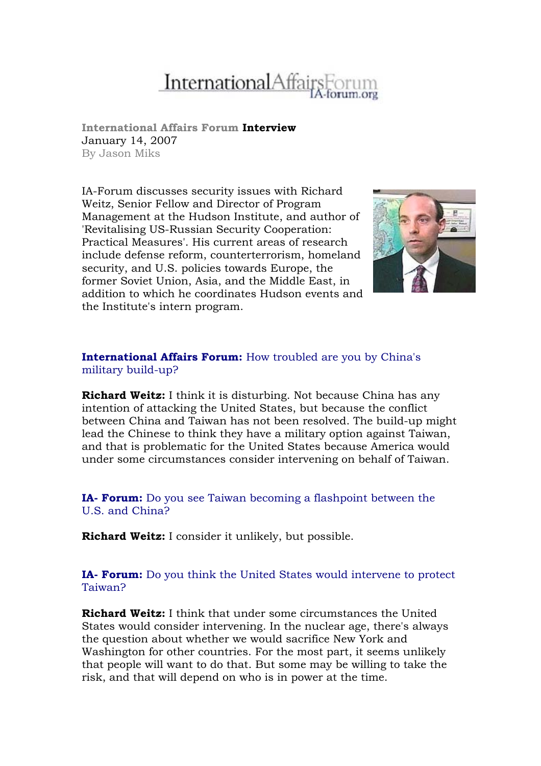InternationalAffairsForum
IA-forum.org

**International Affairs Forum Interview**
January 14, 2007
By Jason Miks

IA-Forum discusses security issues with Richard Weitz, Senior Fellow and Director of Program Management at the Hudson Institute, and author of 'Revitalising US-Russian Security Cooperation: Practical Measures'. His current areas of research include defense reform, counterterrorism, homeland security, and U.S. policies towards Europe, the former Soviet Union, Asia, and the Middle East, in addition to which he coordinates Hudson events and the Institute's intern program.

**International Affairs Forum:** How troubled are you by China's military build-up?

**Richard Weitz:** I think it is disturbing. Not because China has any intention of attacking the United States, but because the conflict between China and Taiwan has not been resolved. The build-up might lead the Chinese to think they have a military option against Taiwan, and that is problematic for the United States because America would under some circumstances consider intervening on behalf of Taiwan.

**IA- Forum:** Do you see Taiwan becoming a flashpoint between the U.S. and China?

**Richard Weitz:** I consider it unlikely, but possible.

**IA- Forum:** Do you think the United States would intervene to protect Taiwan?

**Richard Weitz:** I think that under some circumstances the United States would consider intervening. In the nuclear age, there's always the question about whether we would sacrifice New York and Washington for other countries. For the most part, it seems unlikely that people will want to do that. But some may be willing to take the risk, and that will depend on who is in power at the time.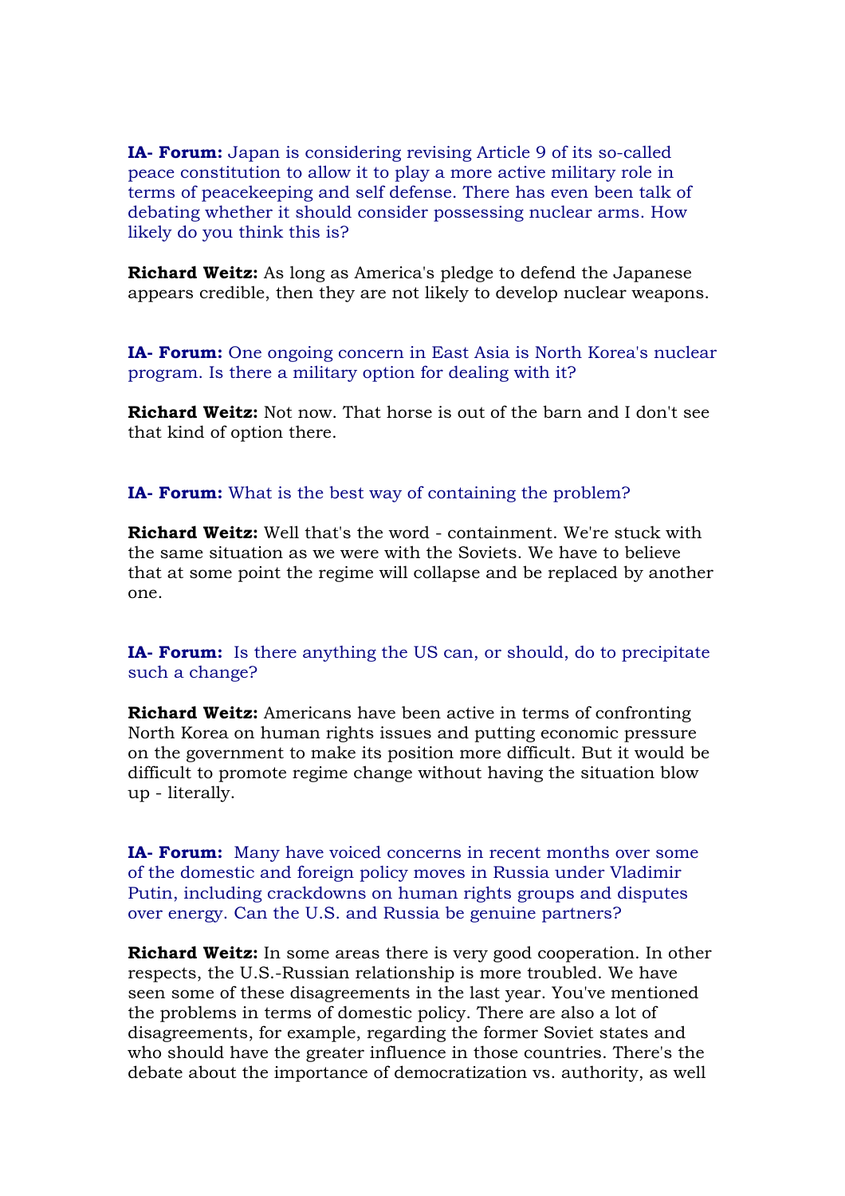**IA- Forum:** Japan is considering revising Article 9 of its so-called peace constitution to allow it to play a more active military role in terms of peacekeeping and self defense. There has even been talk of debating whether it should consider possessing nuclear arms. How likely do you think this is?

**Richard Weitz:** As long as America's pledge to defend the Japanese appears credible, then they are not likely to develop nuclear weapons.

**IA- Forum:** One ongoing concern in East Asia is North Korea's nuclear program. Is there a military option for dealing with it?

**Richard Weitz:** Not now. That horse is out of the barn and I don't see that kind of option there.

**IA- Forum:** What is the best way of containing the problem?

**Richard Weitz:** Well that's the word - containment. We're stuck with the same situation as we were with the Soviets. We have to believe that at some point the regime will collapse and be replaced by another one.

**IA- Forum:** Is there anything the US can, or should, do to precipitate such a change?

**Richard Weitz:** Americans have been active in terms of confronting North Korea on human rights issues and putting economic pressure on the government to make its position more difficult. But it would be difficult to promote regime change without having the situation blow up - literally.

**IA- Forum:** Many have voiced concerns in recent months over some of the domestic and foreign policy moves in Russia under Vladimir Putin, including crackdowns on human rights groups and disputes over energy. Can the U.S. and Russia be genuine partners?

**Richard Weitz:** In some areas there is very good cooperation. In other respects, the U.S.-Russian relationship is more troubled. We have seen some of these disagreements in the last year. You've mentioned the problems in terms of domestic policy. There are also a lot of disagreements, for example, regarding the former Soviet states and who should have the greater influence in those countries. There's the debate about the importance of democratization vs. authority, as well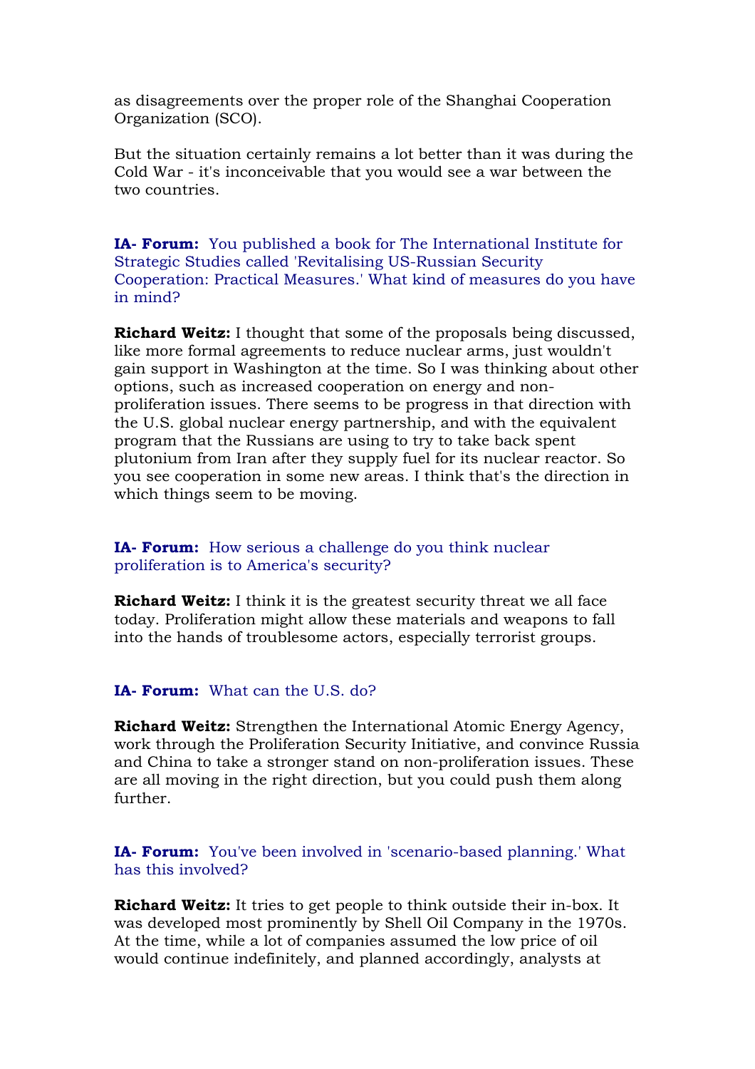as disagreements over the proper role of the Shanghai Cooperation Organization (SCO).

But the situation certainly remains a lot better than it was during the Cold War - it's inconceivable that you would see a war between the two countries.

**IA- Forum:** You published a book for The International Institute for Strategic Studies called 'Revitalising US-Russian Security Cooperation: Practical Measures.' What kind of measures do you have in mind?

**Richard Weitz:** I thought that some of the proposals being discussed, like more formal agreements to reduce nuclear arms, just wouldn't gain support in Washington at the time. So I was thinking about other options, such as increased cooperation on energy and non-proliferation issues. There seems to be progress in that direction with the U.S. global nuclear energy partnership, and with the equivalent program that the Russians are using to try to take back spent plutonium from Iran after they supply fuel for its nuclear reactor. So you see cooperation in some new areas. I think that's the direction in which things seem to be moving.

**IA- Forum:** How serious a challenge do you think nuclear proliferation is to America's security?

**Richard Weitz:** I think it is the greatest security threat we all face today. Proliferation might allow these materials and weapons to fall into the hands of troublesome actors, especially terrorist groups.

**IA- Forum:** What can the U.S. do?

**Richard Weitz:** Strengthen the International Atomic Energy Agency, work through the Proliferation Security Initiative, and convince Russia and China to take a stronger stand on non-proliferation issues. These are all moving in the right direction, but you could push them along further.

**IA- Forum:** You've been involved in 'scenario-based planning.' What has this involved?

**Richard Weitz:** It tries to get people to think outside their in-box. It was developed most prominently by Shell Oil Company in the 1970s. At the time, while a lot of companies assumed the low price of oil would continue indefinitely, and planned accordingly, analysts at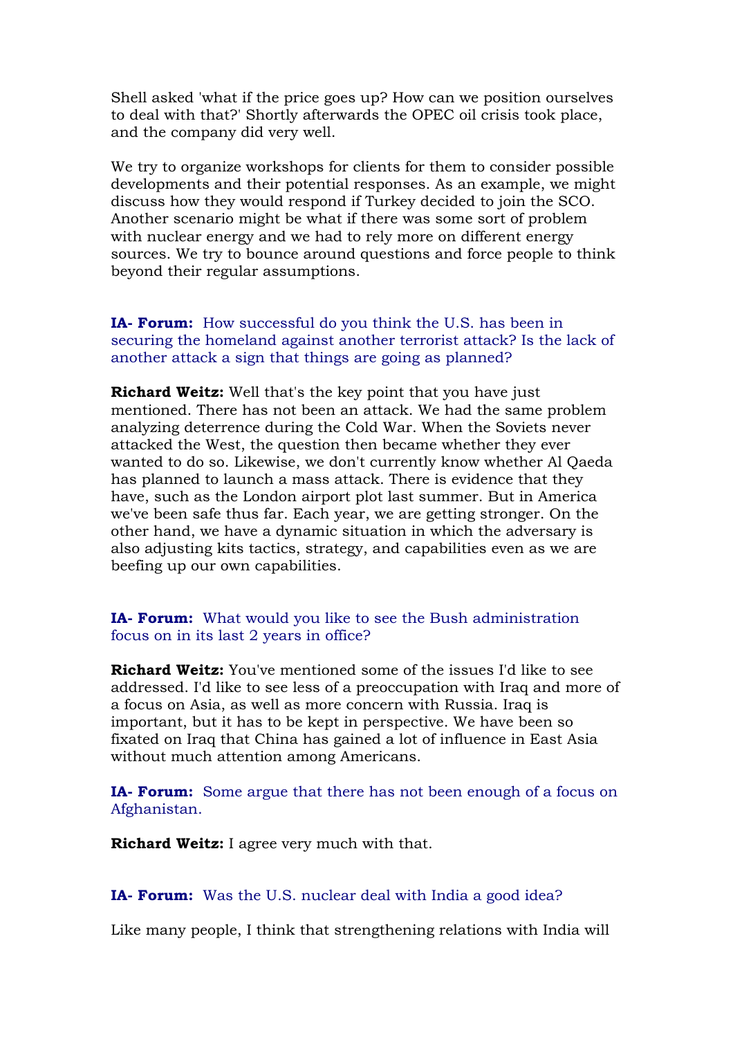Shell asked 'what if the price goes up? How can we position ourselves to deal with that?' Shortly afterwards the OPEC oil crisis took place, and the company did very well.

We try to organize workshops for clients for them to consider possible developments and their potential responses. As an example, we might discuss how they would respond if Turkey decided to join the SCO. Another scenario might be what if there was some sort of problem with nuclear energy and we had to rely more on different energy sources. We try to bounce around questions and force people to think beyond their regular assumptions.

**IA- Forum:** How successful do you think the U.S. has been in securing the homeland against another terrorist attack? Is the lack of another attack a sign that things are going as planned?

**Richard Weitz:** Well that's the key point that you have just mentioned. There has not been an attack. We had the same problem analyzing deterrence during the Cold War. When the Soviets never attacked the West, the question then became whether they ever wanted to do so. Likewise, we don't currently know whether Al Qaeda has planned to launch a mass attack. There is evidence that they have, such as the London airport plot last summer. But in America we've been safe thus far. Each year, we are getting stronger. On the other hand, we have a dynamic situation in which the adversary is also adjusting kits tactics, strategy, and capabilities even as we are beefing up our own capabilities.

**IA- Forum:** What would you like to see the Bush administration focus on in its last 2 years in office?

**Richard Weitz:** You've mentioned some of the issues I'd like to see addressed. I'd like to see less of a preoccupation with Iraq and more of a focus on Asia, as well as more concern with Russia. Iraq is important, but it has to be kept in perspective. We have been so fixated on Iraq that China has gained a lot of influence in East Asia without much attention among Americans.

**IA- Forum:** Some argue that there has not been enough of a focus on Afghanistan.

**Richard Weitz:** I agree very much with that.

**IA- Forum:** Was the U.S. nuclear deal with India a good idea?

Like many people, I think that strengthening relations with India will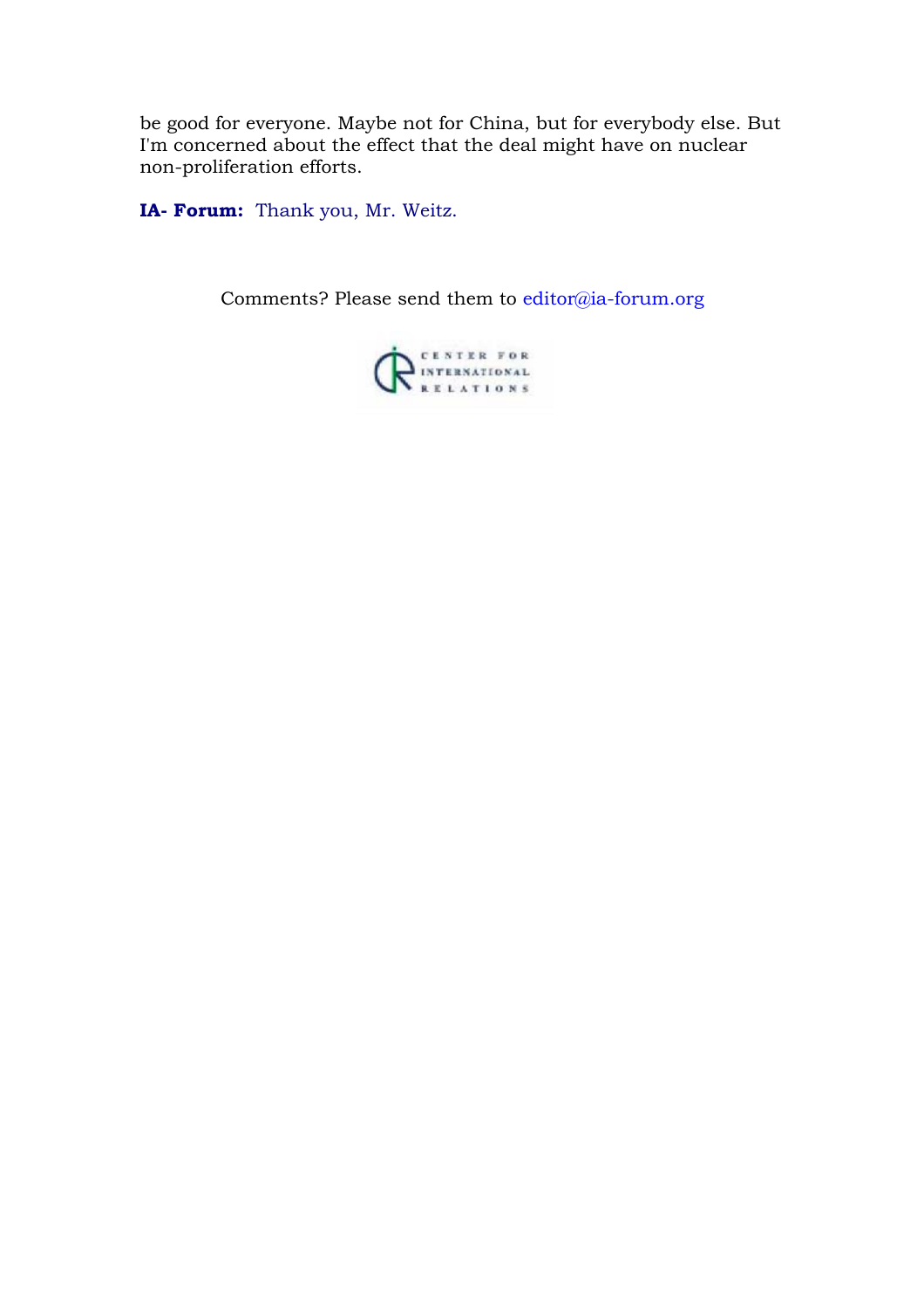be good for everyone. Maybe not for China, but for everybody else. But I'm concerned about the effect that the deal might have on nuclear non-proliferation efforts.

**IA- Forum:** Thank you, Mr. Weitz.

Comments? Please send them to editor@ia-forum.org

CENTER FOR INTERNATIONAL RELATIONS